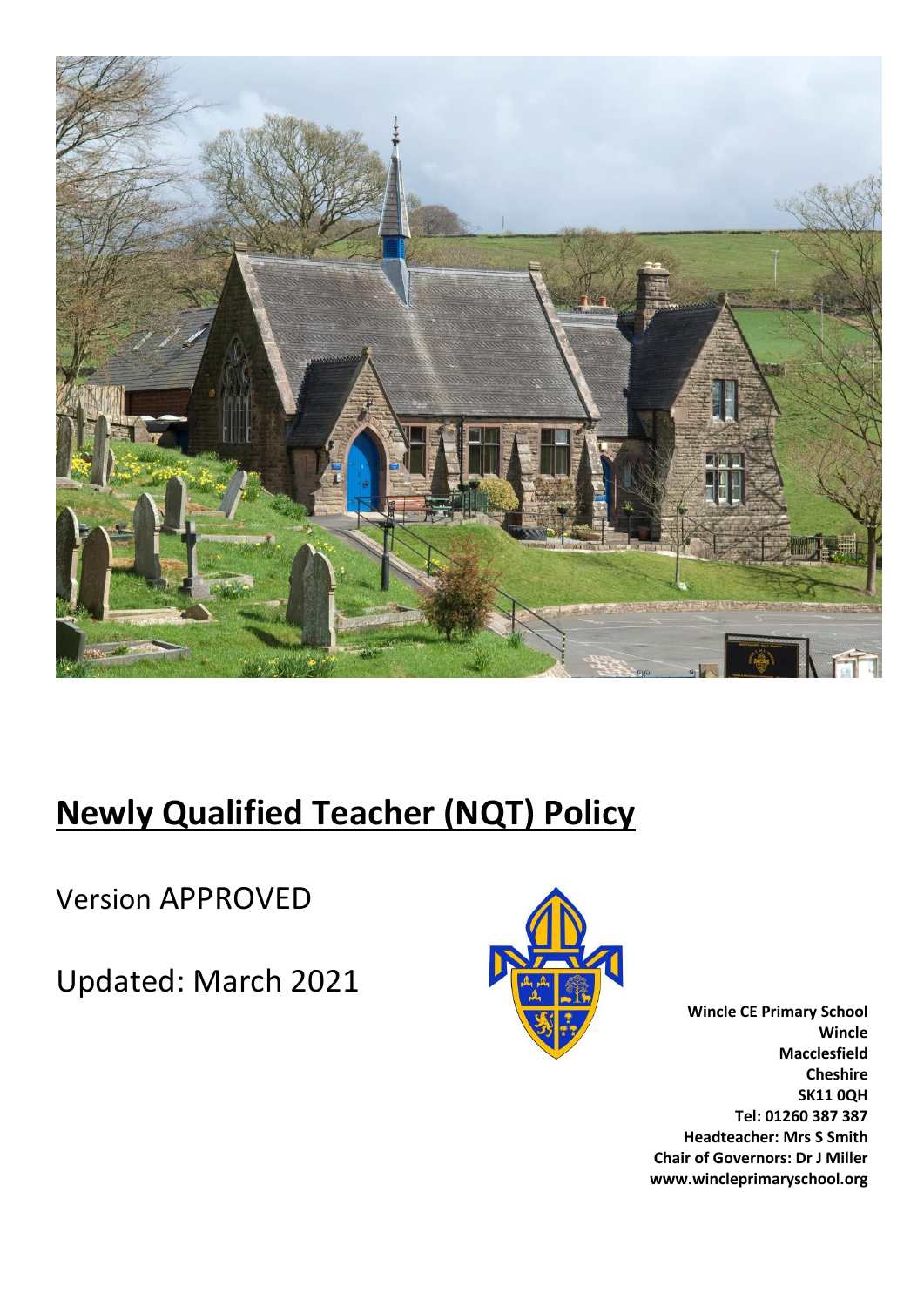# **Newly Qualified Teacher (NQT) Policy**

Version APPROVED

Updated: March 2021

**Wincle CE Primary School**
**Wincle**
**Macclesfield**
**Cheshire**
**SK11 0QH**
**Tel: 01260 387 387**
**Headteacher: Mrs S Smith**
**Chair of Governors: Dr J Miller**
**www.wincleprimaryschool.org**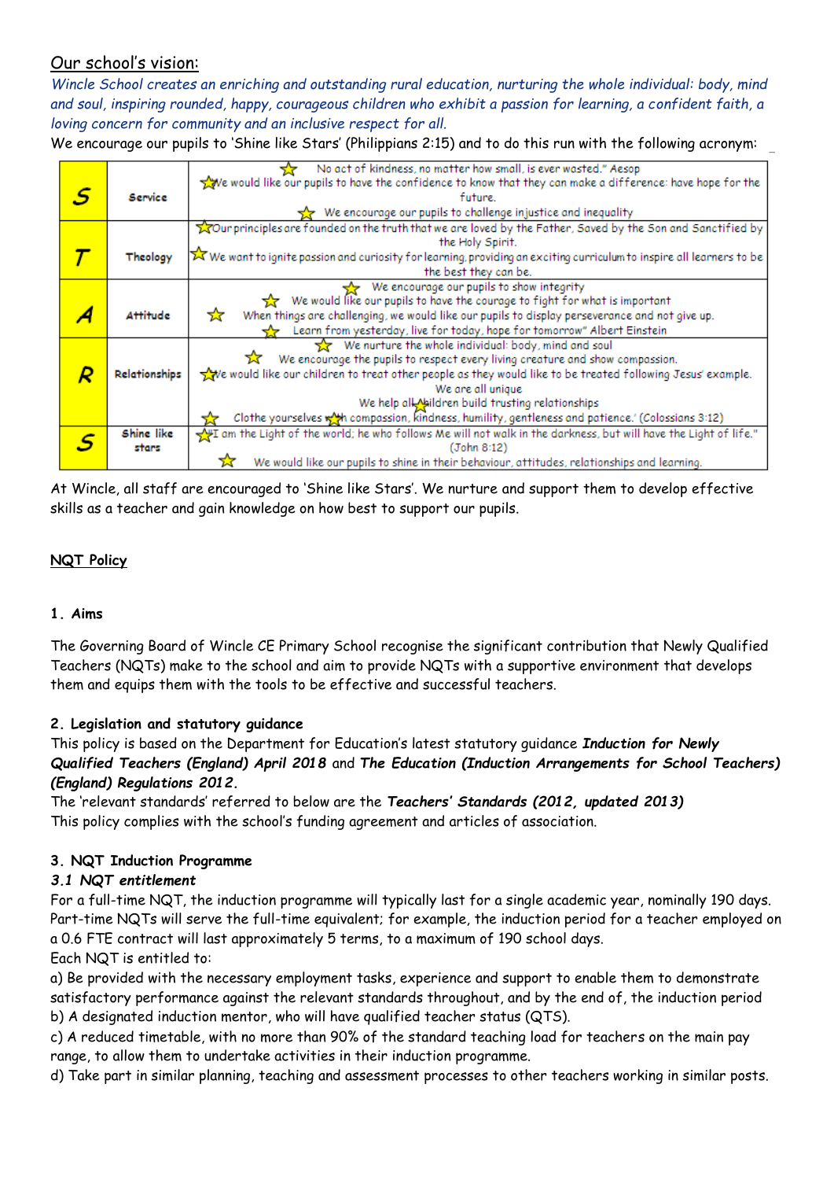## Our school's vision:

*Wincle School creates an enriching and outstanding rural education, nurturing the whole individual: body, mind and soul, inspiring rounded, happy, courageous children who exhibit a passion for learning, a confident faith, a loving concern for community and an inclusive respect for all.*

We encourage our pupils to 'Shine like Stars' (Philippians 2:15) and to do this run with the following acronym:

| | | |
|---|---|---|
| **S** | Service | ☆ No act of kindness, no matter how small, is ever wasted." Aesop<br>☆ We would like our pupils to have the confidence to know that they can make a difference: have hope for the future.<br>☆ We encourage our pupils to challenge injustice and inequality |
| **T** | Theology | ☆ Our principles are founded on the truth that we are loved by the Father, Saved by the Son and Sanctified by the Holy Spirit.<br>☆ We want to ignite passion and curiosity for learning, providing an exciting curriculum to inspire all learners to be the best they can be. |
| **A** | Attitude | ☆ We encourage our pupils to show integrity<br>☆ We would like our pupils to have the courage to fight for what is important<br>☆ When things are challenging, we would like our pupils to display perseverance and not give up.<br>☆ Learn from yesterday, live for today, hope for tomorrow" Albert Einstein |
| **R** | Relationships | ☆ We nurture the whole individual: body, mind and soul<br>☆ We encourage the pupils to respect every living creature and show compassion.<br>☆ We would like our children to treat other people as they would like to be treated following Jesus' example.<br>We are all unique<br>We help all children build trusting relationships<br>☆ Clothe yourselves with compassion, kindness, humility, gentleness and patience.' (Colossians 3:12) |
| **S** | Shine like stars | ☆ I am the Light of the world; he who follows Me will not walk in the darkness, but will have the Light of life." (John 8:12)<br>☆ We would like our pupils to shine in their behaviour, attitudes, relationships and learning. |

At Wincle, all staff are encouraged to 'Shine like Stars'. We nurture and support them to develop effective skills as a teacher and gain knowledge on how best to support our pupils.

## NQT Policy

### 1. Aims

The Governing Board of Wincle CE Primary School recognise the significant contribution that Newly Qualified Teachers (NQTs) make to the school and aim to provide NQTs with a supportive environment that develops them and equips them with the tools to be effective and successful teachers.

### 2. Legislation and statutory guidance

This policy is based on the Department for Education's latest statutory guidance ***Induction for Newly Qualified Teachers (England) April 2018*** and ***The Education (Induction Arrangements for School Teachers) (England) Regulations 2012.***

The 'relevant standards' referred to below are the ***Teachers' Standards (2012, updated 2013)***

This policy complies with the school's funding agreement and articles of association.

### 3. NQT Induction Programme

#### 3.1 NQT entitlement

For a full-time NQT, the induction programme will typically last for a single academic year, nominally 190 days. Part-time NQTs will serve the full-time equivalent; for example, the induction period for a teacher employed on a 0.6 FTE contract will last approximately 5 terms, to a maximum of 190 school days.

Each NQT is entitled to:

a) Be provided with the necessary employment tasks, experience and support to enable them to demonstrate satisfactory performance against the relevant standards throughout, and by the end of, the induction period

b) A designated induction mentor, who will have qualified teacher status (QTS).

c) A reduced timetable, with no more than 90% of the standard teaching load for teachers on the main pay range, to allow them to undertake activities in their induction programme.

d) Take part in similar planning, teaching and assessment processes to other teachers working in similar posts.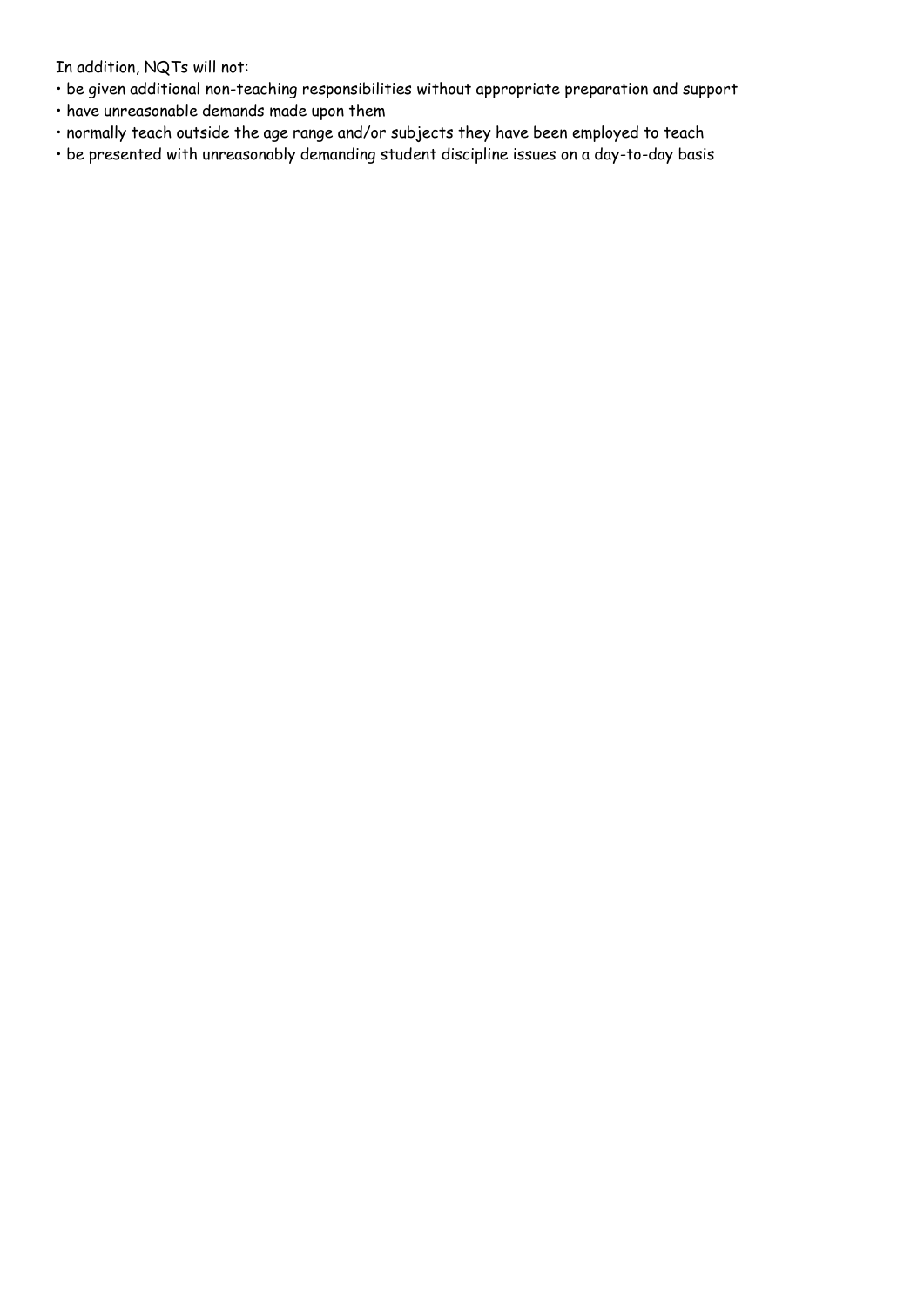In addition, NQTs will not:

- be given additional non-teaching responsibilities without appropriate preparation and support
- have unreasonable demands made upon them
- normally teach outside the age range and/or subjects they have been employed to teach
- be presented with unreasonably demanding student discipline issues on a day-to-day basis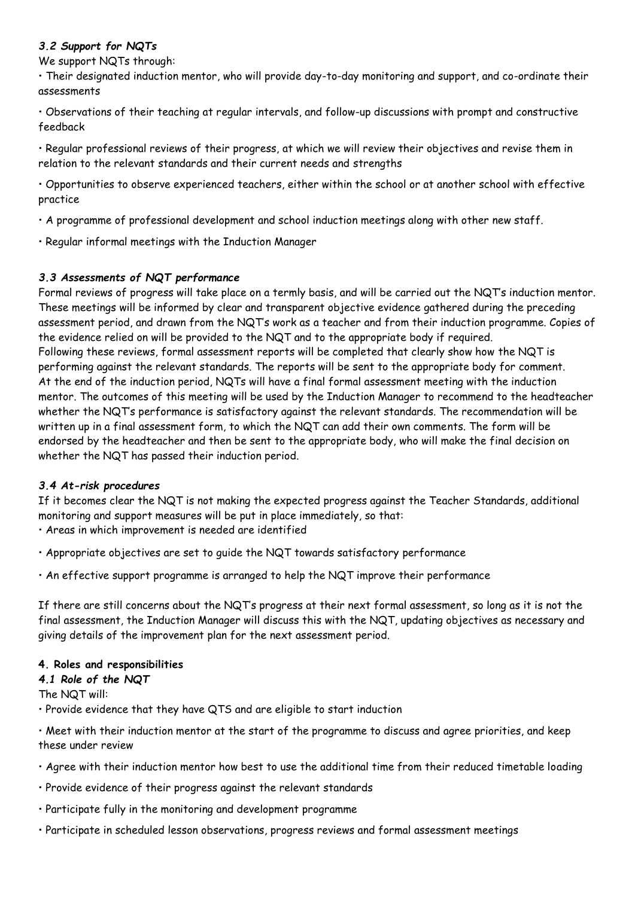### *3.2 Support for NQTs*

We support NQTs through:

- Their designated induction mentor, who will provide day-to-day monitoring and support, and co-ordinate their assessments
- Observations of their teaching at regular intervals, and follow-up discussions with prompt and constructive feedback
- Regular professional reviews of their progress, at which we will review their objectives and revise them in relation to the relevant standards and their current needs and strengths
- Opportunities to observe experienced teachers, either within the school or at another school with effective practice
- A programme of professional development and school induction meetings along with other new staff.
- Regular informal meetings with the Induction Manager

### *3.3 Assessments of NQT performance*

Formal reviews of progress will take place on a termly basis, and will be carried out the NQT's induction mentor. These meetings will be informed by clear and transparent objective evidence gathered during the preceding assessment period, and drawn from the NQT's work as a teacher and from their induction programme. Copies of the evidence relied on will be provided to the NQT and to the appropriate body if required.

Following these reviews, formal assessment reports will be completed that clearly show how the NQT is performing against the relevant standards. The reports will be sent to the appropriate body for comment.

At the end of the induction period, NQTs will have a final formal assessment meeting with the induction mentor. The outcomes of this meeting will be used by the Induction Manager to recommend to the headteacher whether the NQT's performance is satisfactory against the relevant standards. The recommendation will be written up in a final assessment form, to which the NQT can add their own comments. The form will be endorsed by the headteacher and then be sent to the appropriate body, who will make the final decision on whether the NQT has passed their induction period.

### *3.4 At-risk procedures*

If it becomes clear the NQT is not making the expected progress against the Teacher Standards, additional monitoring and support measures will be put in place immediately, so that:

- Areas in which improvement is needed are identified
- Appropriate objectives are set to guide the NQT towards satisfactory performance
- An effective support programme is arranged to help the NQT improve their performance

If there are still concerns about the NQT's progress at their next formal assessment, so long as it is not the final assessment, the Induction Manager will discuss this with the NQT, updating objectives as necessary and giving details of the improvement plan for the next assessment period.

## **4. Roles and responsibilities**

### *4.1 Role of the NQT*

The NQT will:

- Provide evidence that they have QTS and are eligible to start induction
- Meet with their induction mentor at the start of the programme to discuss and agree priorities, and keep these under review
- Agree with their induction mentor how best to use the additional time from their reduced timetable loading
- Provide evidence of their progress against the relevant standards
- Participate fully in the monitoring and development programme
- Participate in scheduled lesson observations, progress reviews and formal assessment meetings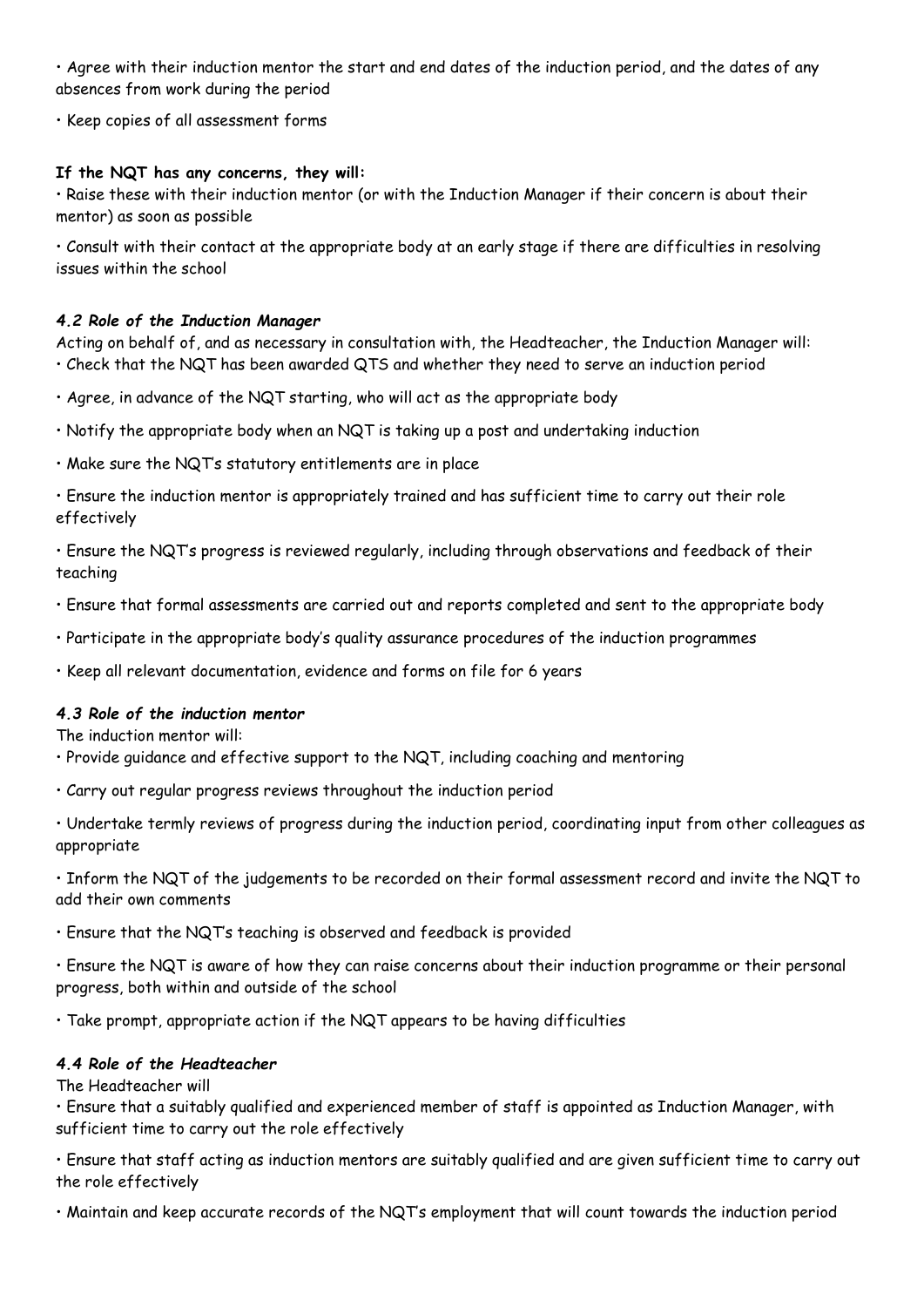- Agree with their induction mentor the start and end dates of the induction period, and the dates of any absences from work during the period
- Keep copies of all assessment forms

**If the NQT has any concerns, they will:**

- Raise these with their induction mentor (or with the Induction Manager if their concern is about their mentor) as soon as possible
- Consult with their contact at the appropriate body at an early stage if there are difficulties in resolving issues within the school

### *4.2 Role of the Induction Manager*

Acting on behalf of, and as necessary in consultation with, the Headteacher, the Induction Manager will:

- Check that the NQT has been awarded QTS and whether they need to serve an induction period
- Agree, in advance of the NQT starting, who will act as the appropriate body
- Notify the appropriate body when an NQT is taking up a post and undertaking induction
- Make sure the NQT's statutory entitlements are in place
- Ensure the induction mentor is appropriately trained and has sufficient time to carry out their role effectively
- Ensure the NQT's progress is reviewed regularly, including through observations and feedback of their teaching
- Ensure that formal assessments are carried out and reports completed and sent to the appropriate body
- Participate in the appropriate body's quality assurance procedures of the induction programmes
- Keep all relevant documentation, evidence and forms on file for 6 years

### *4.3 Role of the induction mentor*

The induction mentor will:

- Provide guidance and effective support to the NQT, including coaching and mentoring
- Carry out regular progress reviews throughout the induction period
- Undertake termly reviews of progress during the induction period, coordinating input from other colleagues as appropriate
- Inform the NQT of the judgements to be recorded on their formal assessment record and invite the NQT to add their own comments
- Ensure that the NQT's teaching is observed and feedback is provided
- Ensure the NQT is aware of how they can raise concerns about their induction programme or their personal progress, both within and outside of the school
- Take prompt, appropriate action if the NQT appears to be having difficulties

### *4.4 Role of the Headteacher*

The Headteacher will

- Ensure that a suitably qualified and experienced member of staff is appointed as Induction Manager, with sufficient time to carry out the role effectively
- Ensure that staff acting as induction mentors are suitably qualified and are given sufficient time to carry out the role effectively
- Maintain and keep accurate records of the NQT's employment that will count towards the induction period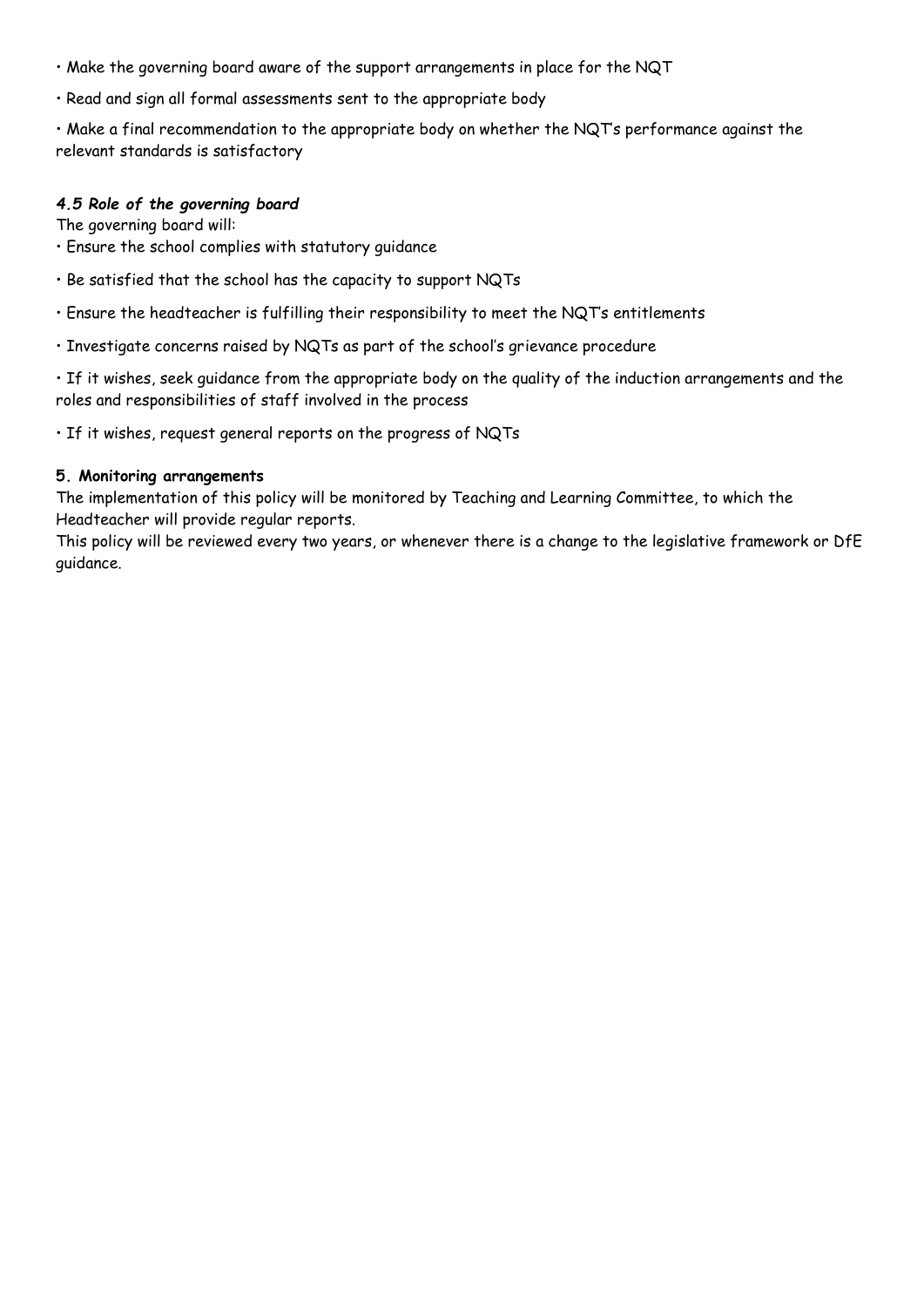- Make the governing board aware of the support arrangements in place for the NQT
- Read and sign all formal assessments sent to the appropriate body
- Make a final recommendation to the appropriate body on whether the NQT's performance against the relevant standards is satisfactory

### *4.5 Role of the governing board*

The governing board will:

- Ensure the school complies with statutory guidance
- Be satisfied that the school has the capacity to support NQTs
- Ensure the headteacher is fulfilling their responsibility to meet the NQT's entitlements
- Investigate concerns raised by NQTs as part of the school's grievance procedure
- If it wishes, seek guidance from the appropriate body on the quality of the induction arrangements and the roles and responsibilities of staff involved in the process
- If it wishes, request general reports on the progress of NQTs

## 5. Monitoring arrangements

The implementation of this policy will be monitored by Teaching and Learning Committee, to which the Headteacher will provide regular reports.

This policy will be reviewed every two years, or whenever there is a change to the legislative framework or DfE guidance.